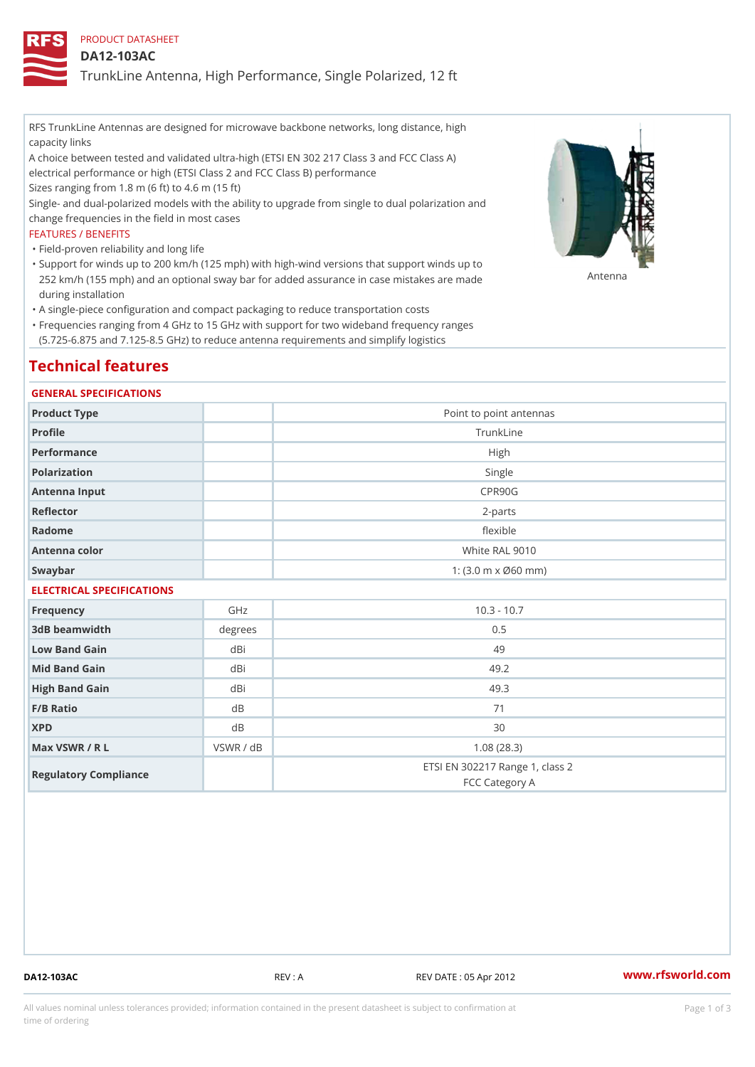PRODUCT DATASHEET

# DA12-103AC

## TrunkLine Antenna, High Performance, Single Polarized, 12 ft

RFS TrunkLine Antennas are designed for microwave backbone networks, long distance, high capacity links

A choice between tested and validated ultra-high (ETSI EN 302 217 Class 3 and FCC Class A) electrical performance or high (ETSI Class 2 and FCC Class B) performance

Sizes ranging from 1.8 m (6 ft) to 4.6 m (15 ft)

Single- and dual-polarized models with the ability to upgrade from single to dual polarization and change frequencies in the field in most cases

FEATURES / BENEFITS

- Field-proven reliability and long life
- Support for winds up to 200 km/h (125 mph) with high-wind versions that support winds up to 252 km/h (155 mph) and an optional sway bar for added assurance in case mistakes are made during installation
- A single-piece configuration and compact packaging to reduce transportation costs
- Frequencies ranging from 4 GHz to 15 GHz with support for two wideband frequency ranges (5.725-6.875 and 7.125-8.5 GHz) to reduce antenna requirements and simplify logistics

Antenna

# Technical features

### GENERAL SPECIFICATIONS

| | | |
|---|---|---|
| Product Type | | Point to point antennas |
| Profile | | TrunkLine |
| Performance | | High |
| Polarization | | Single |
| Antenna Input | | CPR90G |
| Reflector | | 2-parts |
| Radome | | flexible |
| Antenna color | | White RAL 9010 |
| Swaybar | | 1: (3.0 m x Ø60 mm) |

### ELECTRICAL SPECIFICATIONS

| | | |
|---|---|---|
| Frequency | GHz | 10.3 - 10.7 |
| 3dB beamwidth | degrees | 0.5 |
| Low Band Gain | dBi | 49 |
| Mid Band Gain | dBi | 49.2 |
| High Band Gain | dBi | 49.3 |
| F/B Ratio | dB | 71 |
| XPD | dB | 30 |
| Max VSWR / R L | VSWR / dB | 1.08 (28.3) |
| Regulatory Compliance | | ETSI EN 302217 Range 1, class 2<br>FCC Category A |

DA12-103AC REV : A REV DATE : 05 Apr 2012 www.rfsworld.com

All values nominal unless tolerances provided; information contained in the present datasheet is subject to confirmation at time of ordering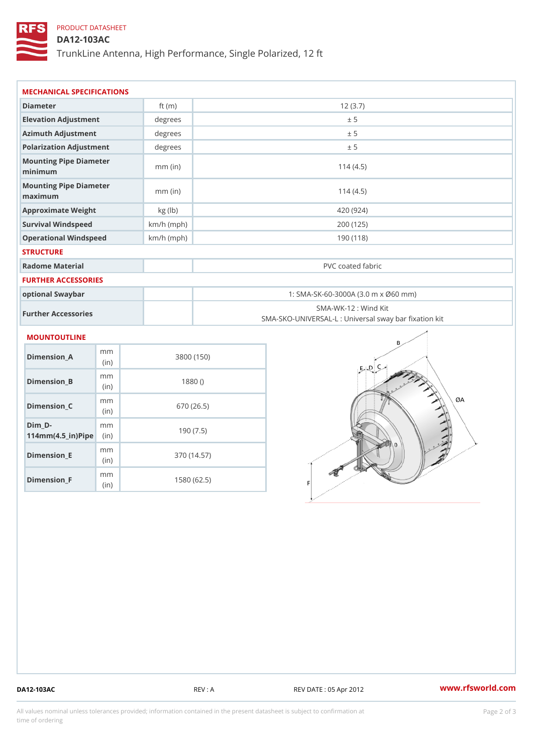PRODUCT DATASHEET

# DA12-103AC

TrunkLine Antenna, High Performance, Single Polarized, 12 ft

## MECHANICAL SPECIFICATIONS

| | | |
|---|---|---|
| Diameter | ft (m) | 12 (3.7) |
| Elevation Adjustment | degrees | ± 5 |
| Azimuth Adjustment | degrees | ± 5 |
| Polarization Adjustment | degrees | ± 5 |
| Mounting Pipe Diameter minimum | mm (in) | 114 (4.5) |
| Mounting Pipe Diameter maximum | mm (in) | 114 (4.5) |
| Approximate Weight | kg (lb) | 420 (924) |
| Survival Windspeed | km/h (mph) | 200 (125) |
| Operational Windspeed | km/h (mph) | 190 (118) |

## STRUCTURE

| | | |
|---|---|---|
| Radome Material | | PVC coated fabric |

## FURTHER ACCESSORIES

| | | |
|---|---|---|
| optional Swaybar | | 1: SMA-SK-60-3000A (3.0 m x Ø60 mm) |
| Further Accessories | | SMA-WK-12 : Wind Kit<br>SMA-SKO-UNIVERSAL-L : Universal sway bar fixation kit |

## MOUNTOUTLINE

| | | |
|---|---|---|
| Dimension_A | mm (in) | 3800 (150) |
| Dimension_B | mm (in) | 1880 () |
| Dimension_C | mm (in) | 670 (26.5) |
| Dim_D-114mm(4.5_in)Pipe | mm (in) | 190 (7.5) |
| Dimension_E | mm (in) | 370 (14.57) |
| Dimension_F | mm (in) | 1580 (62.5) |

DA12-103AC | REV : A | REV DATE : 05 Apr 2012 | www.rfsworld.com

All values nominal unless tolerances provided; information contained in the present datasheet is subject to confirmation at time of ordering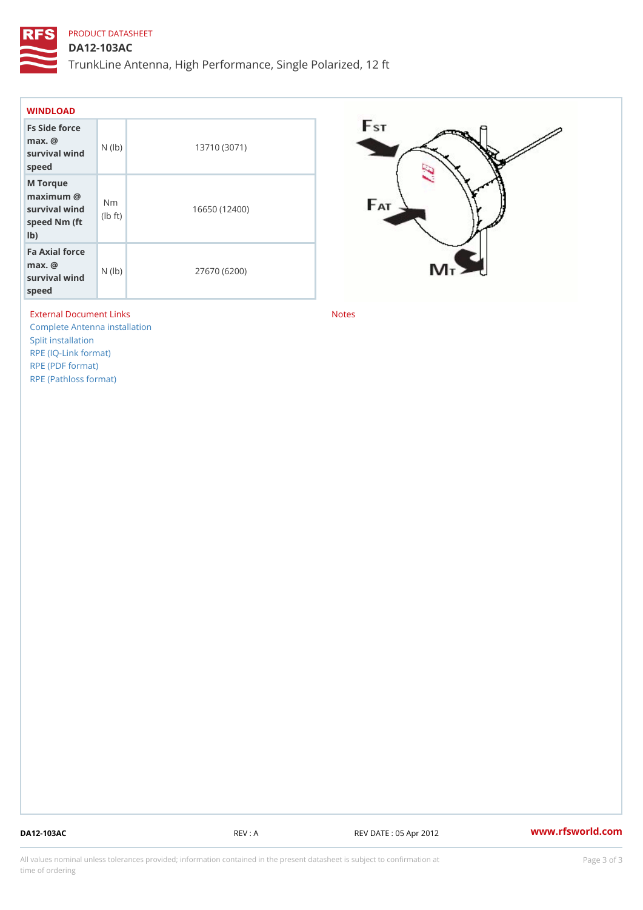PRODUCT DATASHEET

# DA12-103AC

TrunkLine Antenna, High Performance, Single Polarized, 12 ft

## WINDLOAD

| | | |
|---|---|---|
| Fs Side force max. @ survival wind speed | N (lb) | 13710 (3071) |
| M Torque maximum @ survival wind speed Nm (ft lb) | Nm (lb ft) | 16650 (12400) |
| Fa Axial force max. @ survival wind speed | N (lb) | 27670 (6200) |

FST

FAT

MT

External Document Links

Complete Antenna installation

Split installation

RPE (IQ-Link format)

RPE (PDF format)

RPE (Pathloss format)

Notes

DA12-103AC REV : A REV DATE : 05 Apr 2012 www.rfsworld.com

All values nominal unless tolerances provided; information contained in the present datasheet is subject to confirmation at time of ordering